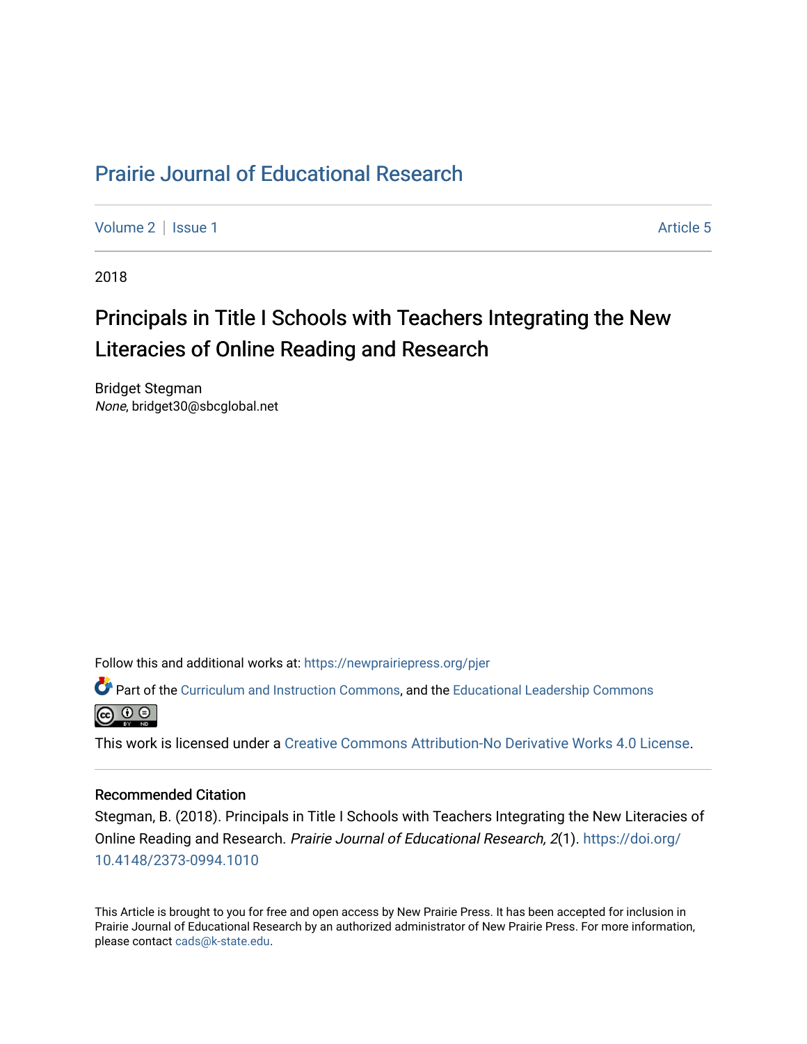# Prairie Journal of Educational Research

Volume 2 | Issue 1 Article 5

2018

## Principals in Title I Schools with Teachers Integrating the New Literacies of Online Reading and Research

Bridget Stegman  
*None*, bridget30@sbcglobal.net

Follow this and additional works at: https://newprairiepress.org/pjer

Part of the Curriculum and Instruction Commons, and the Educational Leadership Commons

This work is licensed under a Creative Commons Attribution-No Derivative Works 4.0 License.

### Recommended Citation

Stegman, B. (2018). Principals in Title I Schools with Teachers Integrating the New Literacies of Online Reading and Research. *Prairie Journal of Educational Research, 2*(1). https://doi.org/10.4148/2373-0994.1010

This Article is brought to you for free and open access by New Prairie Press. It has been accepted for inclusion in Prairie Journal of Educational Research by an authorized administrator of New Prairie Press. For more information, please contact cads@k-state.edu.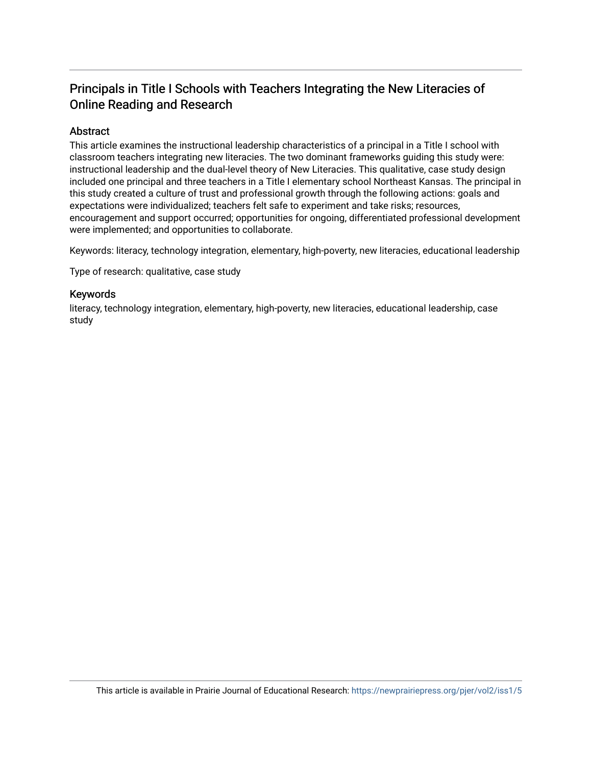# Principals in Title I Schools with Teachers Integrating the New Literacies of Online Reading and Research

## Abstract

This article examines the instructional leadership characteristics of a principal in a Title I school with classroom teachers integrating new literacies. The two dominant frameworks guiding this study were: instructional leadership and the dual-level theory of New Literacies. This qualitative, case study design included one principal and three teachers in a Title I elementary school Northeast Kansas. The principal in this study created a culture of trust and professional growth through the following actions: goals and expectations were individualized; teachers felt safe to experiment and take risks; resources, encouragement and support occurred; opportunities for ongoing, differentiated professional development were implemented; and opportunities to collaborate.

Keywords: literacy, technology integration, elementary, high-poverty, new literacies, educational leadership

Type of research: qualitative, case study

## Keywords

literacy, technology integration, elementary, high-poverty, new literacies, educational leadership, case study

This article is available in Prairie Journal of Educational Research: https://newprairiepress.org/pjer/vol2/iss1/5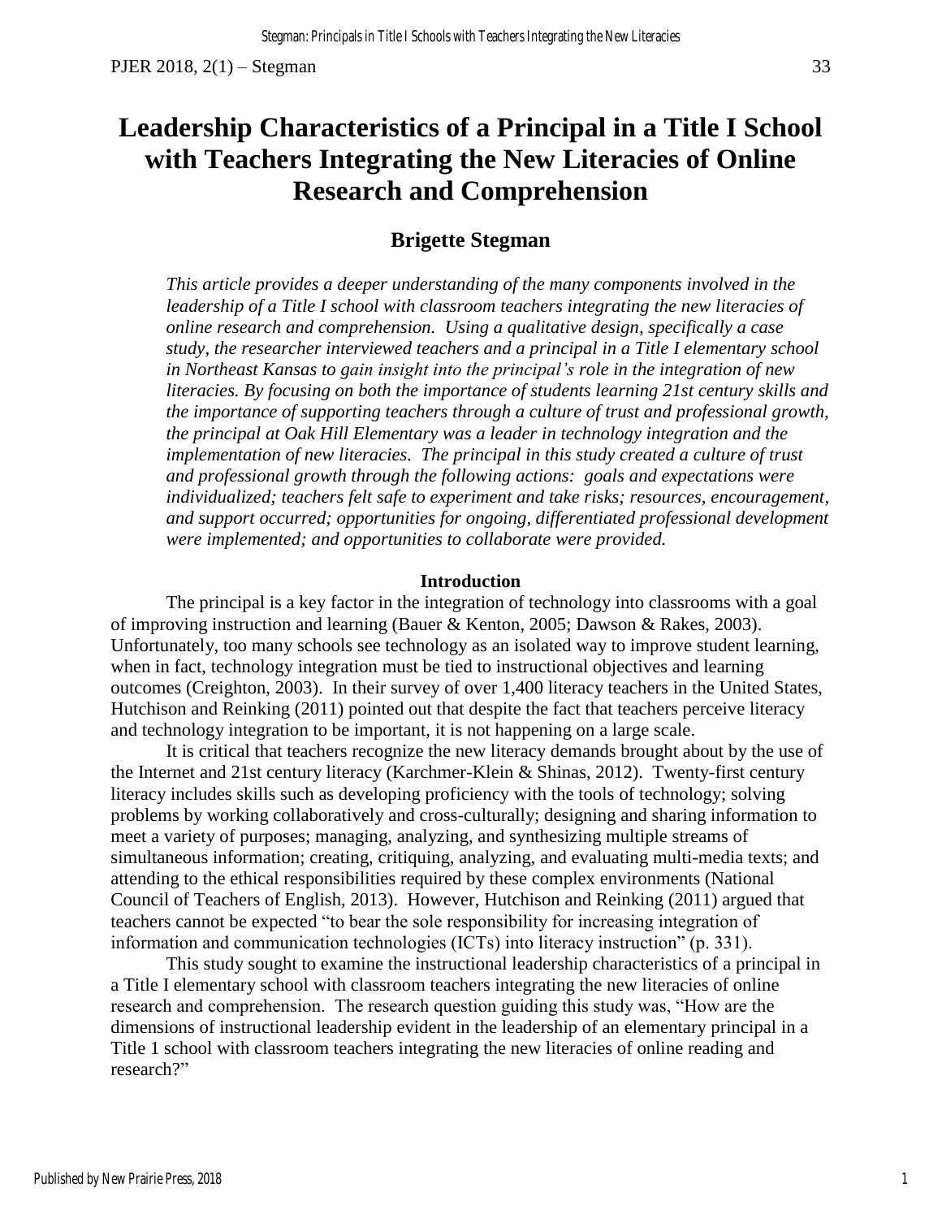# Leadership Characteristics of a Principal in a Title I School with Teachers Integrating the New Literacies of Online Research and Comprehension

## Brigette Stegman

*This article provides a deeper understanding of the many components involved in the leadership of a Title I school with classroom teachers integrating the new literacies of online research and comprehension. Using a qualitative design, specifically a case study, the researcher interviewed teachers and a principal in a Title I elementary school in Northeast Kansas to gain insight into the principal's role in the integration of new literacies. By focusing on both the importance of students learning 21st century skills and the importance of supporting teachers through a culture of trust and professional growth, the principal at Oak Hill Elementary was a leader in technology integration and the implementation of new literacies. The principal in this study created a culture of trust and professional growth through the following actions: goals and expectations were individualized; teachers felt safe to experiment and take risks; resources, encouragement, and support occurred; opportunities for ongoing, differentiated professional development were implemented; and opportunities to collaborate were provided.*

### Introduction

The principal is a key factor in the integration of technology into classrooms with a goal of improving instruction and learning (Bauer & Kenton, 2005; Dawson & Rakes, 2003). Unfortunately, too many schools see technology as an isolated way to improve student learning, when in fact, technology integration must be tied to instructional objectives and learning outcomes (Creighton, 2003). In their survey of over 1,400 literacy teachers in the United States, Hutchison and Reinking (2011) pointed out that despite the fact that teachers perceive literacy and technology integration to be important, it is not happening on a large scale.

It is critical that teachers recognize the new literacy demands brought about by the use of the Internet and 21st century literacy (Karchmer-Klein & Shinas, 2012). Twenty-first century literacy includes skills such as developing proficiency with the tools of technology; solving problems by working collaboratively and cross-culturally; designing and sharing information to meet a variety of purposes; managing, analyzing, and synthesizing multiple streams of simultaneous information; creating, critiquing, analyzing, and evaluating multi-media texts; and attending to the ethical responsibilities required by these complex environments (National Council of Teachers of English, 2013). However, Hutchison and Reinking (2011) argued that teachers cannot be expected "to bear the sole responsibility for increasing integration of information and communication technologies (ICTs) into literacy instruction" (p. 331).

This study sought to examine the instructional leadership characteristics of a principal in a Title I elementary school with classroom teachers integrating the new literacies of online research and comprehension. The research question guiding this study was, "How are the dimensions of instructional leadership evident in the leadership of an elementary principal in a Title 1 school with classroom teachers integrating the new literacies of online reading and research?"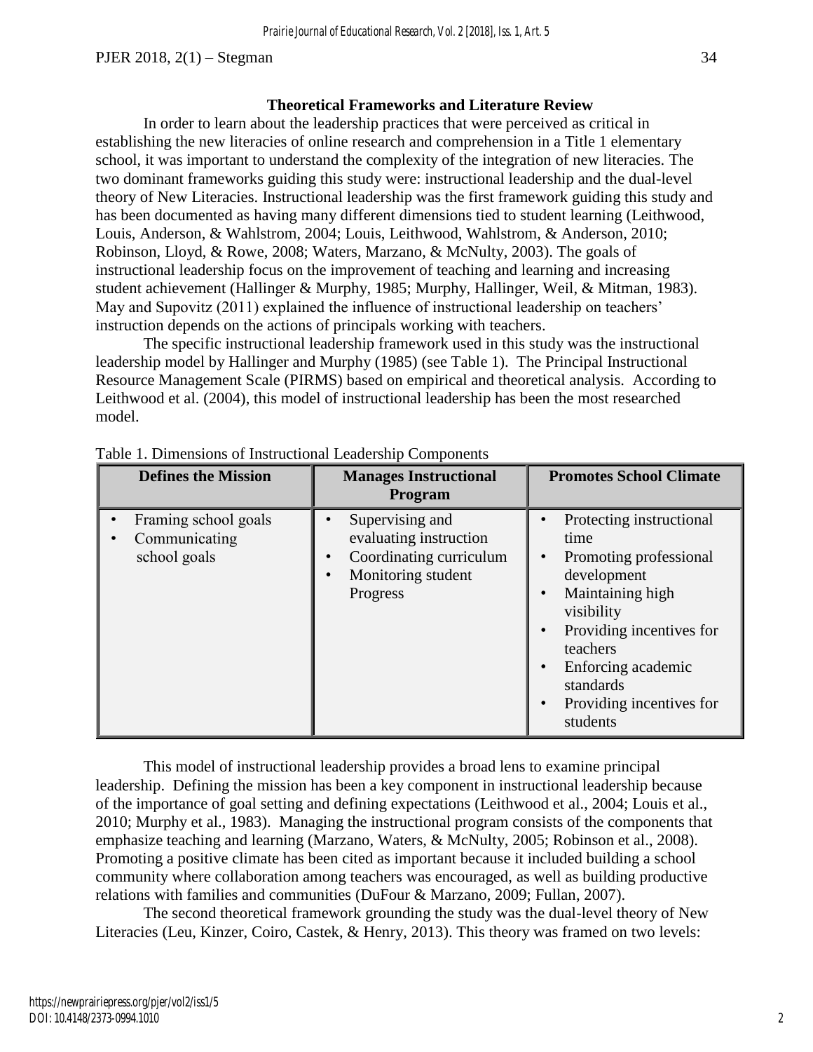## Theoretical Frameworks and Literature Review

In order to learn about the leadership practices that were perceived as critical in establishing the new literacies of online research and comprehension in a Title 1 elementary school, it was important to understand the complexity of the integration of new literacies. The two dominant frameworks guiding this study were: instructional leadership and the dual-level theory of New Literacies. Instructional leadership was the first framework guiding this study and has been documented as having many different dimensions tied to student learning (Leithwood, Louis, Anderson, & Wahlstrom, 2004; Louis, Leithwood, Wahlstrom, & Anderson, 2010; Robinson, Lloyd, & Rowe, 2008; Waters, Marzano, & McNulty, 2003). The goals of instructional leadership focus on the improvement of teaching and learning and increasing student achievement (Hallinger & Murphy, 1985; Murphy, Hallinger, Weil, & Mitman, 1983). May and Supovitz (2011) explained the influence of instructional leadership on teachers' instruction depends on the actions of principals working with teachers.

The specific instructional leadership framework used in this study was the instructional leadership model by Hallinger and Murphy (1985) (see Table 1). The Principal Instructional Resource Management Scale (PIRMS) based on empirical and theoretical analysis. According to Leithwood et al. (2004), this model of instructional leadership has been the most researched model.

Table 1. Dimensions of Instructional Leadership Components

| Defines the Mission | Manages Instructional Program | Promotes School Climate |
|---|---|---|
| • Framing school goals<br>• Communicating school goals | • Supervising and evaluating instruction<br>• Coordinating curriculum<br>• Monitoring student Progress | • Protecting instructional time<br>• Promoting professional development<br>• Maintaining high visibility<br>• Providing incentives for teachers<br>• Enforcing academic standards<br>• Providing incentives for students |

This model of instructional leadership provides a broad lens to examine principal leadership. Defining the mission has been a key component in instructional leadership because of the importance of goal setting and defining expectations (Leithwood et al., 2004; Louis et al., 2010; Murphy et al., 1983). Managing the instructional program consists of the components that emphasize teaching and learning (Marzano, Waters, & McNulty, 2005; Robinson et al., 2008). Promoting a positive climate has been cited as important because it included building a school community where collaboration among teachers was encouraged, as well as building productive relations with families and communities (DuFour & Marzano, 2009; Fullan, 2007).

The second theoretical framework grounding the study was the dual-level theory of New Literacies (Leu, Kinzer, Coiro, Castek, & Henry, 2013). This theory was framed on two levels: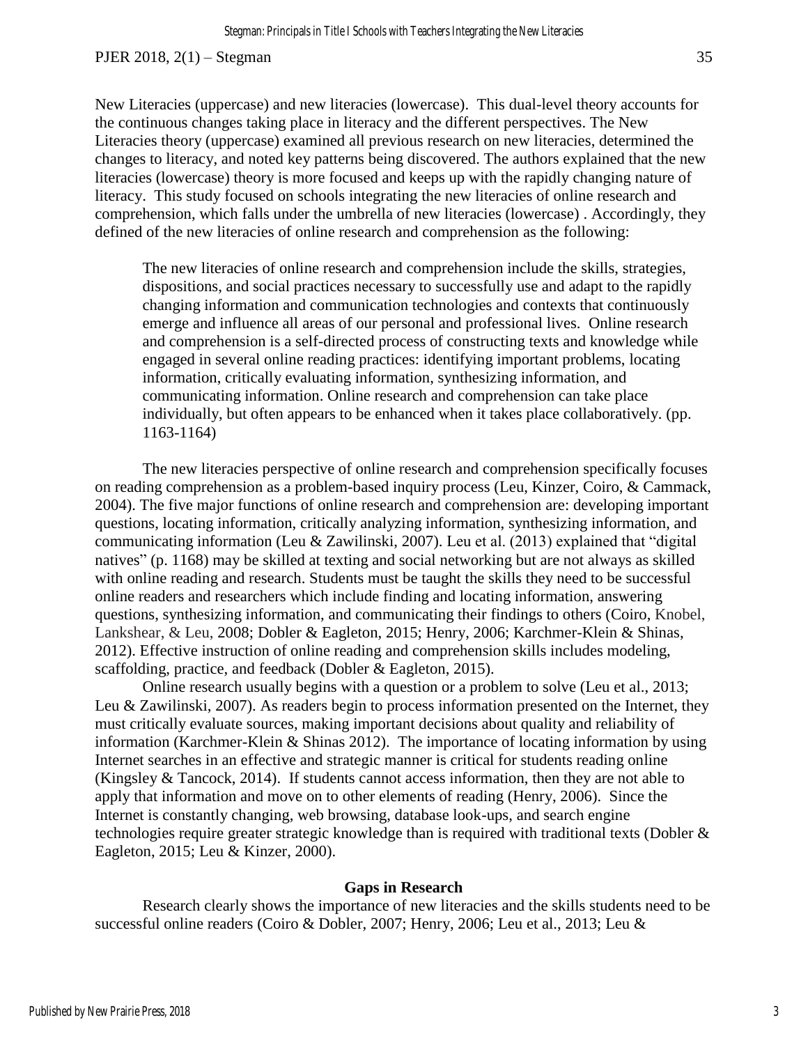New Literacies (uppercase) and new literacies (lowercase). This dual-level theory accounts for the continuous changes taking place in literacy and the different perspectives. The New Literacies theory (uppercase) examined all previous research on new literacies, determined the changes to literacy, and noted key patterns being discovered. The authors explained that the new literacies (lowercase) theory is more focused and keeps up with the rapidly changing nature of literacy. This study focused on schools integrating the new literacies of online research and comprehension, which falls under the umbrella of new literacies (lowercase) . Accordingly, they defined of the new literacies of online research and comprehension as the following:

> The new literacies of online research and comprehension include the skills, strategies, dispositions, and social practices necessary to successfully use and adapt to the rapidly changing information and communication technologies and contexts that continuously emerge and influence all areas of our personal and professional lives. Online research and comprehension is a self-directed process of constructing texts and knowledge while engaged in several online reading practices: identifying important problems, locating information, critically evaluating information, synthesizing information, and communicating information. Online research and comprehension can take place individually, but often appears to be enhanced when it takes place collaboratively. (pp. 1163-1164)

The new literacies perspective of online research and comprehension specifically focuses on reading comprehension as a problem-based inquiry process (Leu, Kinzer, Coiro, & Cammack, 2004). The five major functions of online research and comprehension are: developing important questions, locating information, critically analyzing information, synthesizing information, and communicating information (Leu & Zawilinski, 2007). Leu et al. (2013) explained that "digital natives" (p. 1168) may be skilled at texting and social networking but are not always as skilled with online reading and research. Students must be taught the skills they need to be successful online readers and researchers which include finding and locating information, answering questions, synthesizing information, and communicating their findings to others (Coiro, Knobel, Lankshear, & Leu, 2008; Dobler & Eagleton, 2015; Henry, 2006; Karchmer-Klein & Shinas, 2012). Effective instruction of online reading and comprehension skills includes modeling, scaffolding, practice, and feedback (Dobler & Eagleton, 2015).

Online research usually begins with a question or a problem to solve (Leu et al., 2013; Leu & Zawilinski, 2007). As readers begin to process information presented on the Internet, they must critically evaluate sources, making important decisions about quality and reliability of information (Karchmer-Klein & Shinas 2012). The importance of locating information by using Internet searches in an effective and strategic manner is critical for students reading online (Kingsley & Tancock, 2014). If students cannot access information, then they are not able to apply that information and move on to other elements of reading (Henry, 2006). Since the Internet is constantly changing, web browsing, database look-ups, and search engine technologies require greater strategic knowledge than is required with traditional texts (Dobler & Eagleton, 2015; Leu & Kinzer, 2000).

## Gaps in Research

Research clearly shows the importance of new literacies and the skills students need to be successful online readers (Coiro & Dobler, 2007; Henry, 2006; Leu et al., 2013; Leu &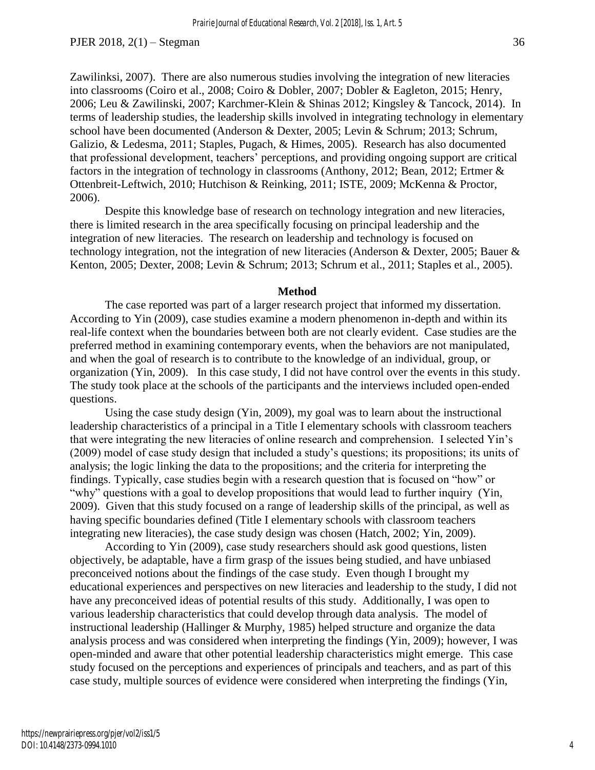Zawilinksi, 2007). There are also numerous studies involving the integration of new literacies into classrooms (Coiro et al., 2008; Coiro & Dobler, 2007; Dobler & Eagleton, 2015; Henry, 2006; Leu & Zawilinski, 2007; Karchmer-Klein & Shinas 2012; Kingsley & Tancock, 2014). In terms of leadership studies, the leadership skills involved in integrating technology in elementary school have been documented (Anderson & Dexter, 2005; Levin & Schrum; 2013; Schrum, Galizio, & Ledesma, 2011; Staples, Pugach, & Himes, 2005). Research has also documented that professional development, teachers' perceptions, and providing ongoing support are critical factors in the integration of technology in classrooms (Anthony, 2012; Bean, 2012; Ertmer & Ottenbreit-Leftwich, 2010; Hutchison & Reinking, 2011; ISTE, 2009; McKenna & Proctor, 2006).

Despite this knowledge base of research on technology integration and new literacies, there is limited research in the area specifically focusing on principal leadership and the integration of new literacies. The research on leadership and technology is focused on technology integration, not the integration of new literacies (Anderson & Dexter, 2005; Bauer & Kenton, 2005; Dexter, 2008; Levin & Schrum; 2013; Schrum et al., 2011; Staples et al., 2005).

## Method

The case reported was part of a larger research project that informed my dissertation. According to Yin (2009), case studies examine a modern phenomenon in-depth and within its real-life context when the boundaries between both are not clearly evident. Case studies are the preferred method in examining contemporary events, when the behaviors are not manipulated, and when the goal of research is to contribute to the knowledge of an individual, group, or organization (Yin, 2009). In this case study, I did not have control over the events in this study. The study took place at the schools of the participants and the interviews included open-ended questions.

Using the case study design (Yin, 2009), my goal was to learn about the instructional leadership characteristics of a principal in a Title I elementary schools with classroom teachers that were integrating the new literacies of online research and comprehension. I selected Yin's (2009) model of case study design that included a study's questions; its propositions; its units of analysis; the logic linking the data to the propositions; and the criteria for interpreting the findings. Typically, case studies begin with a research question that is focused on "how" or "why" questions with a goal to develop propositions that would lead to further inquiry (Yin, 2009). Given that this study focused on a range of leadership skills of the principal, as well as having specific boundaries defined (Title I elementary schools with classroom teachers integrating new literacies), the case study design was chosen (Hatch, 2002; Yin, 2009).

According to Yin (2009), case study researchers should ask good questions, listen objectively, be adaptable, have a firm grasp of the issues being studied, and have unbiased preconceived notions about the findings of the case study. Even though I brought my educational experiences and perspectives on new literacies and leadership to the study, I did not have any preconceived ideas of potential results of this study. Additionally, I was open to various leadership characteristics that could develop through data analysis. The model of instructional leadership (Hallinger & Murphy, 1985) helped structure and organize the data analysis process and was considered when interpreting the findings (Yin, 2009); however, I was open-minded and aware that other potential leadership characteristics might emerge. This case study focused on the perceptions and experiences of principals and teachers, and as part of this case study, multiple sources of evidence were considered when interpreting the findings (Yin,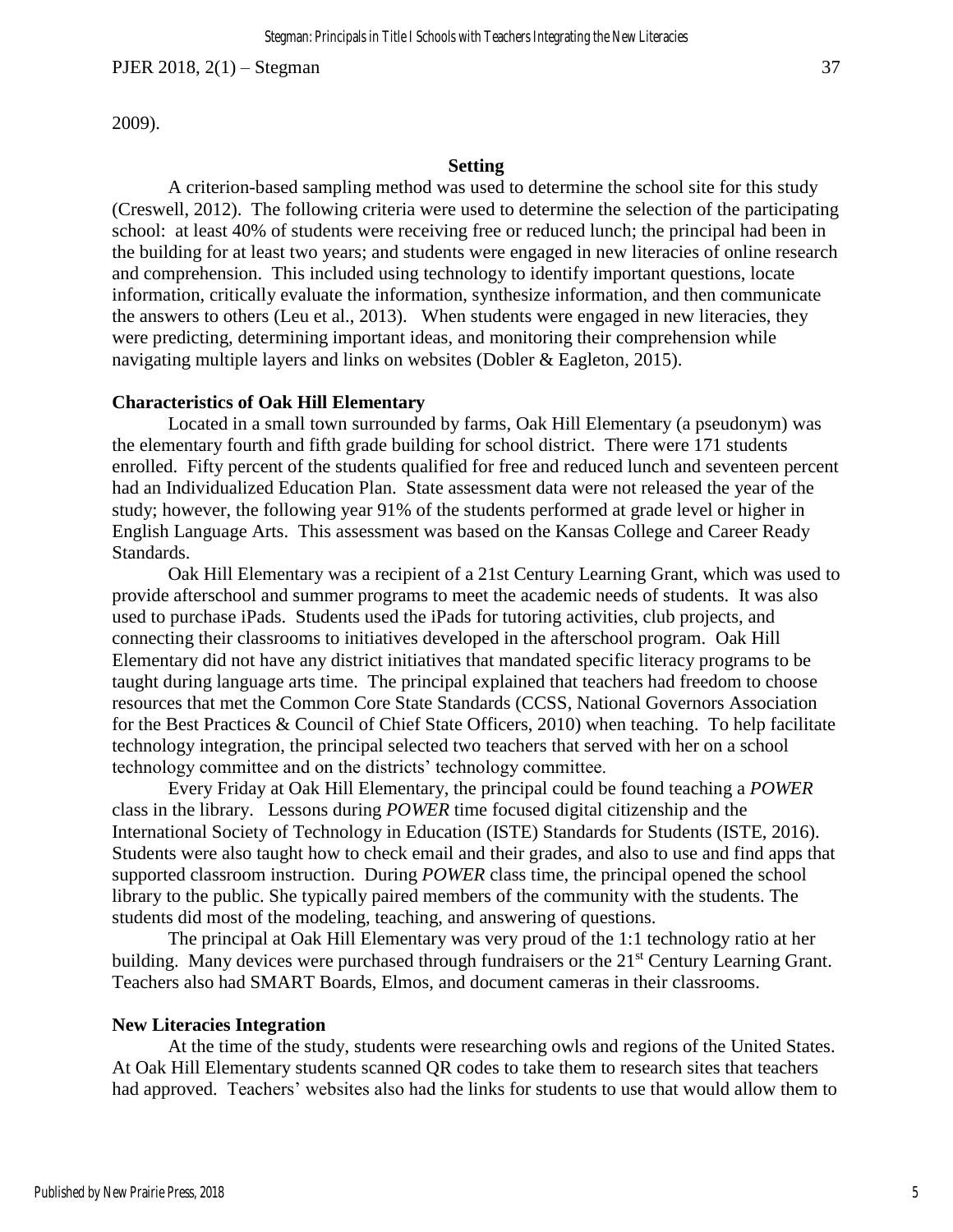2009).

## Setting

A criterion-based sampling method was used to determine the school site for this study (Creswell, 2012). The following criteria were used to determine the selection of the participating school: at least 40% of students were receiving free or reduced lunch; the principal had been in the building for at least two years; and students were engaged in new literacies of online research and comprehension. This included using technology to identify important questions, locate information, critically evaluate the information, synthesize information, and then communicate the answers to others (Leu et al., 2013). When students were engaged in new literacies, they were predicting, determining important ideas, and monitoring their comprehension while navigating multiple layers and links on websites (Dobler & Eagleton, 2015).

### Characteristics of Oak Hill Elementary

Located in a small town surrounded by farms, Oak Hill Elementary (a pseudonym) was the elementary fourth and fifth grade building for school district. There were 171 students enrolled. Fifty percent of the students qualified for free and reduced lunch and seventeen percent had an Individualized Education Plan. State assessment data were not released the year of the study; however, the following year 91% of the students performed at grade level or higher in English Language Arts. This assessment was based on the Kansas College and Career Ready Standards.

Oak Hill Elementary was a recipient of a 21st Century Learning Grant, which was used to provide afterschool and summer programs to meet the academic needs of students. It was also used to purchase iPads. Students used the iPads for tutoring activities, club projects, and connecting their classrooms to initiatives developed in the afterschool program. Oak Hill Elementary did not have any district initiatives that mandated specific literacy programs to be taught during language arts time. The principal explained that teachers had freedom to choose resources that met the Common Core State Standards (CCSS, National Governors Association for the Best Practices & Council of Chief State Officers, 2010) when teaching. To help facilitate technology integration, the principal selected two teachers that served with her on a school technology committee and on the districts' technology committee.

Every Friday at Oak Hill Elementary, the principal could be found teaching a *POWER* class in the library. Lessons during *POWER* time focused digital citizenship and the International Society of Technology in Education (ISTE) Standards for Students (ISTE, 2016). Students were also taught how to check email and their grades, and also to use and find apps that supported classroom instruction. During *POWER* class time, the principal opened the school library to the public. She typically paired members of the community with the students. The students did most of the modeling, teaching, and answering of questions.

The principal at Oak Hill Elementary was very proud of the 1:1 technology ratio at her building. Many devices were purchased through fundraisers or the 21st Century Learning Grant. Teachers also had SMART Boards, Elmos, and document cameras in their classrooms.

### New Literacies Integration

At the time of the study, students were researching owls and regions of the United States. At Oak Hill Elementary students scanned QR codes to take them to research sites that teachers had approved. Teachers' websites also had the links for students to use that would allow them to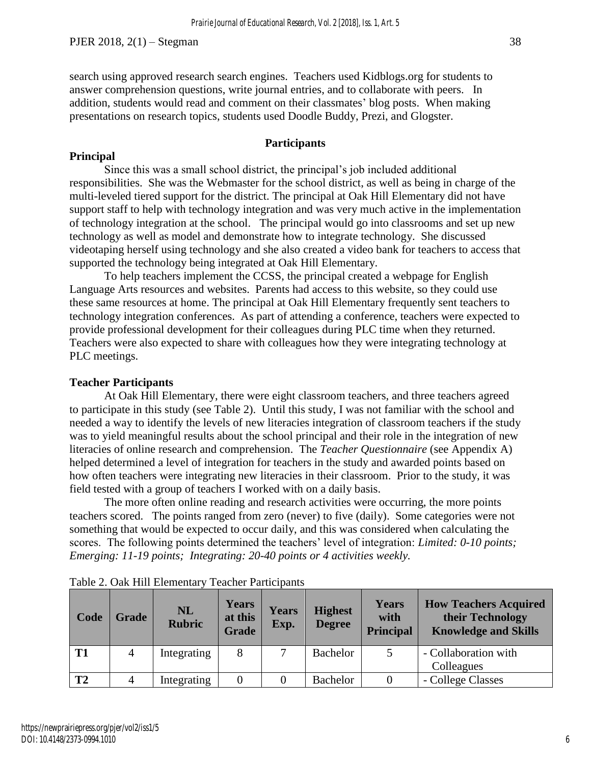search using approved research search engines. Teachers used Kidblogs.org for students to answer comprehension questions, write journal entries, and to collaborate with peers. In addition, students would read and comment on their classmates' blog posts. When making presentations on research topics, students used Doodle Buddy, Prezi, and Glogster.

## Participants

### Principal

Since this was a small school district, the principal's job included additional responsibilities. She was the Webmaster for the school district, as well as being in charge of the multi-leveled tiered support for the district. The principal at Oak Hill Elementary did not have support staff to help with technology integration and was very much active in the implementation of technology integration at the school. The principal would go into classrooms and set up new technology as well as model and demonstrate how to integrate technology. She discussed videotaping herself using technology and she also created a video bank for teachers to access that supported the technology being integrated at Oak Hill Elementary.

To help teachers implement the CCSS, the principal created a webpage for English Language Arts resources and websites. Parents had access to this website, so they could use these same resources at home. The principal at Oak Hill Elementary frequently sent teachers to technology integration conferences. As part of attending a conference, teachers were expected to provide professional development for their colleagues during PLC time when they returned. Teachers were also expected to share with colleagues how they were integrating technology at PLC meetings.

### Teacher Participants

At Oak Hill Elementary, there were eight classroom teachers, and three teachers agreed to participate in this study (see Table 2). Until this study, I was not familiar with the school and needed a way to identify the levels of new literacies integration of classroom teachers if the study was to yield meaningful results about the school principal and their role in the integration of new literacies of online research and comprehension. The *Teacher Questionnaire* (see Appendix A) helped determined a level of integration for teachers in the study and awarded points based on how often teachers were integrating new literacies in their classroom. Prior to the study, it was field tested with a group of teachers I worked with on a daily basis.

The more often online reading and research activities were occurring, the more points teachers scored. The points ranged from zero (never) to five (daily). Some categories were not something that would be expected to occur daily, and this was considered when calculating the scores. The following points determined the teachers' level of integration: *Limited: 0-10 points; Emerging: 11-19 points; Integrating: 20-40 points or 4 activities weekly.*

Table 2. Oak Hill Elementary Teacher Participants

| Code | Grade | NL Rubric | Years at this Grade | Years Exp. | Highest Degree | Years with Principal | How Teachers Acquired their Technology Knowledge and Skills |
|---|---|---|---|---|---|---|---|
| **T1** | 4 | Integrating | 8 | 7 | Bachelor | 5 | - Collaboration with Colleagues |
| **T2** | 4 | Integrating | 0 | 0 | Bachelor | 0 | - College Classes |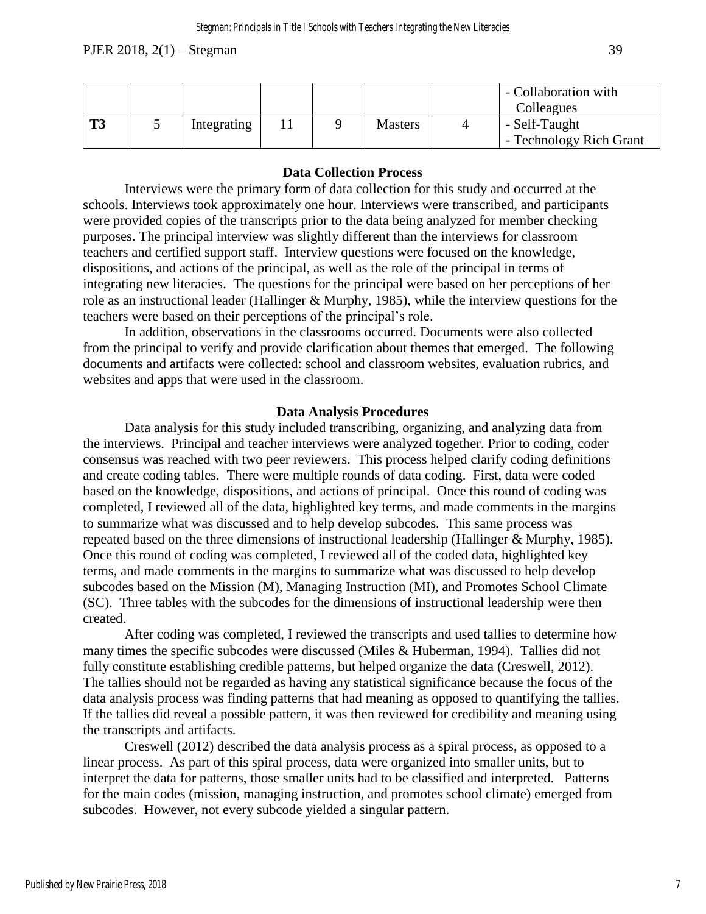|  |  |  |  |  |  |  | - Collaboration with Colleagues |
| --- | --- | --- | --- | --- | --- | --- | --- |
| **T3** | 5 | Integrating | 11 | 9 | Masters | 4 | - Self-Taught<br>- Technology Rich Grant |

**Data Collection Process**

Interviews were the primary form of data collection for this study and occurred at the schools. Interviews took approximately one hour. Interviews were transcribed, and participants were provided copies of the transcripts prior to the data being analyzed for member checking purposes. The principal interview was slightly different than the interviews for classroom teachers and certified support staff. Interview questions were focused on the knowledge, dispositions, and actions of the principal, as well as the role of the principal in terms of integrating new literacies. The questions for the principal were based on her perceptions of her role as an instructional leader (Hallinger & Murphy, 1985), while the interview questions for the teachers were based on their perceptions of the principal's role.

In addition, observations in the classrooms occurred. Documents were also collected from the principal to verify and provide clarification about themes that emerged. The following documents and artifacts were collected: school and classroom websites, evaluation rubrics, and websites and apps that were used in the classroom.

**Data Analysis Procedures**

Data analysis for this study included transcribing, organizing, and analyzing data from the interviews. Principal and teacher interviews were analyzed together. Prior to coding, coder consensus was reached with two peer reviewers. This process helped clarify coding definitions and create coding tables. There were multiple rounds of data coding. First, data were coded based on the knowledge, dispositions, and actions of principal. Once this round of coding was completed, I reviewed all of the data, highlighted key terms, and made comments in the margins to summarize what was discussed and to help develop subcodes. This same process was repeated based on the three dimensions of instructional leadership (Hallinger & Murphy, 1985). Once this round of coding was completed, I reviewed all of the coded data, highlighted key terms, and made comments in the margins to summarize what was discussed to help develop subcodes based on the Mission (M), Managing Instruction (MI), and Promotes School Climate (SC). Three tables with the subcodes for the dimensions of instructional leadership were then created.

After coding was completed, I reviewed the transcripts and used tallies to determine how many times the specific subcodes were discussed (Miles & Huberman, 1994). Tallies did not fully constitute establishing credible patterns, but helped organize the data (Creswell, 2012). The tallies should not be regarded as having any statistical significance because the focus of the data analysis process was finding patterns that had meaning as opposed to quantifying the tallies. If the tallies did reveal a possible pattern, it was then reviewed for credibility and meaning using the transcripts and artifacts.

Creswell (2012) described the data analysis process as a spiral process, as opposed to a linear process. As part of this spiral process, data were organized into smaller units, but to interpret the data for patterns, those smaller units had to be classified and interpreted. Patterns for the main codes (mission, managing instruction, and promotes school climate) emerged from subcodes. However, not every subcode yielded a singular pattern.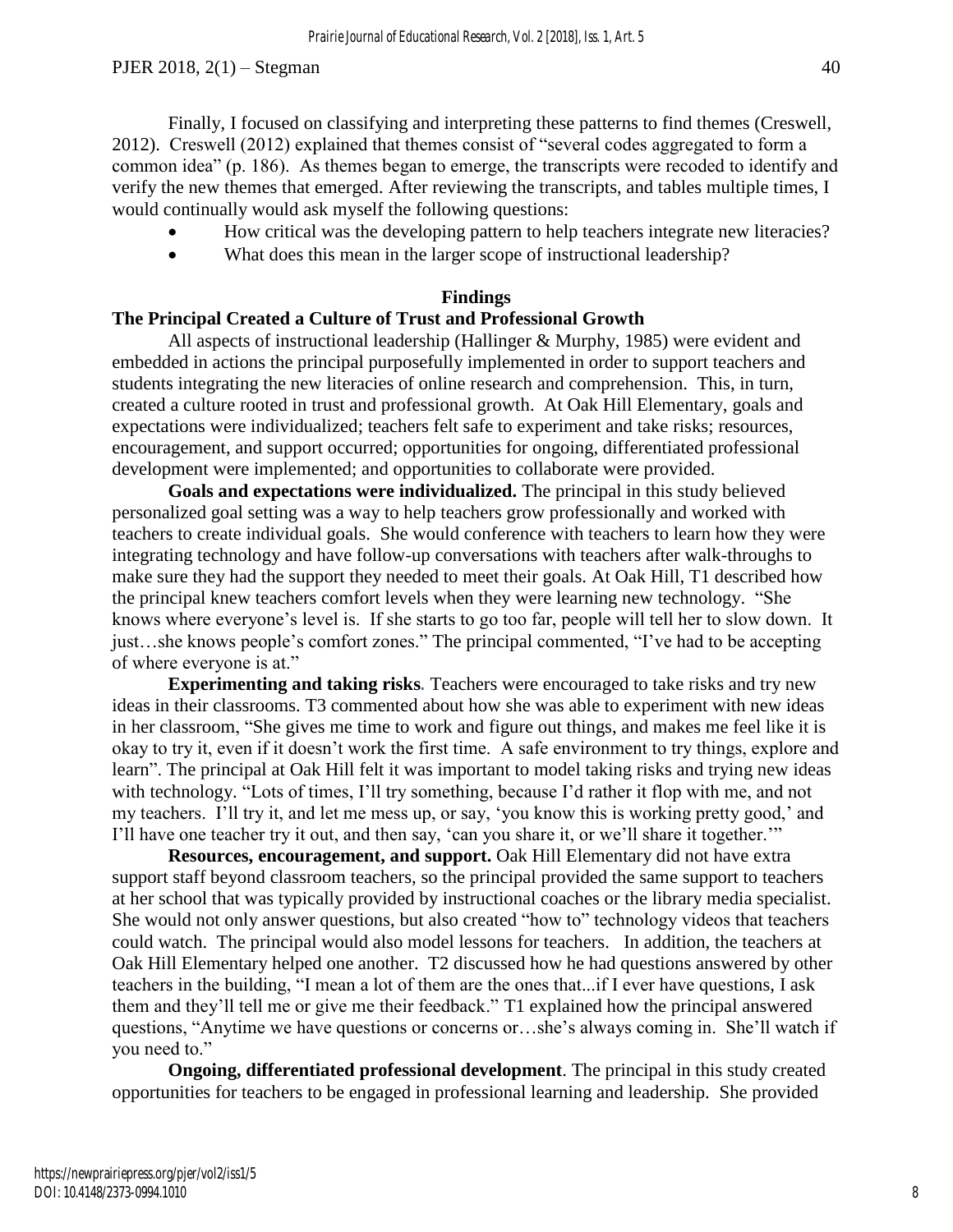Finally, I focused on classifying and interpreting these patterns to find themes (Creswell, 2012). Creswell (2012) explained that themes consist of "several codes aggregated to form a common idea" (p. 186). As themes began to emerge, the transcripts were recoded to identify and verify the new themes that emerged. After reviewing the transcripts, and tables multiple times, I would continually would ask myself the following questions:

- How critical was the developing pattern to help teachers integrate new literacies?
- What does this mean in the larger scope of instructional leadership?

## Findings

### The Principal Created a Culture of Trust and Professional Growth

All aspects of instructional leadership (Hallinger & Murphy, 1985) were evident and embedded in actions the principal purposefully implemented in order to support teachers and students integrating the new literacies of online research and comprehension. This, in turn, created a culture rooted in trust and professional growth. At Oak Hill Elementary, goals and expectations were individualized; teachers felt safe to experiment and take risks; resources, encouragement, and support occurred; opportunities for ongoing, differentiated professional development were implemented; and opportunities to collaborate were provided.

**Goals and expectations were individualized.** The principal in this study believed personalized goal setting was a way to help teachers grow professionally and worked with teachers to create individual goals. She would conference with teachers to learn how they were integrating technology and have follow-up conversations with teachers after walk-throughs to make sure they had the support they needed to meet their goals. At Oak Hill, T1 described how the principal knew teachers comfort levels when they were learning new technology. "She knows where everyone's level is. If she starts to go too far, people will tell her to slow down. It just…she knows people's comfort zones." The principal commented, "I've had to be accepting of where everyone is at."

**Experimenting and taking risks**. Teachers were encouraged to take risks and try new ideas in their classrooms. T3 commented about how she was able to experiment with new ideas in her classroom, "She gives me time to work and figure out things, and makes me feel like it is okay to try it, even if it doesn't work the first time. A safe environment to try things, explore and learn". The principal at Oak Hill felt it was important to model taking risks and trying new ideas with technology. "Lots of times, I'll try something, because I'd rather it flop with me, and not my teachers. I'll try it, and let me mess up, or say, 'you know this is working pretty good,' and I'll have one teacher try it out, and then say, 'can you share it, or we'll share it together.'"

**Resources, encouragement, and support.** Oak Hill Elementary did not have extra support staff beyond classroom teachers, so the principal provided the same support to teachers at her school that was typically provided by instructional coaches or the library media specialist. She would not only answer questions, but also created "how to" technology videos that teachers could watch. The principal would also model lessons for teachers. In addition, the teachers at Oak Hill Elementary helped one another. T2 discussed how he had questions answered by other teachers in the building, "I mean a lot of them are the ones that...if I ever have questions, I ask them and they'll tell me or give me their feedback." T1 explained how the principal answered questions, "Anytime we have questions or concerns or…she's always coming in. She'll watch if you need to."

**Ongoing, differentiated professional development**. The principal in this study created opportunities for teachers to be engaged in professional learning and leadership. She provided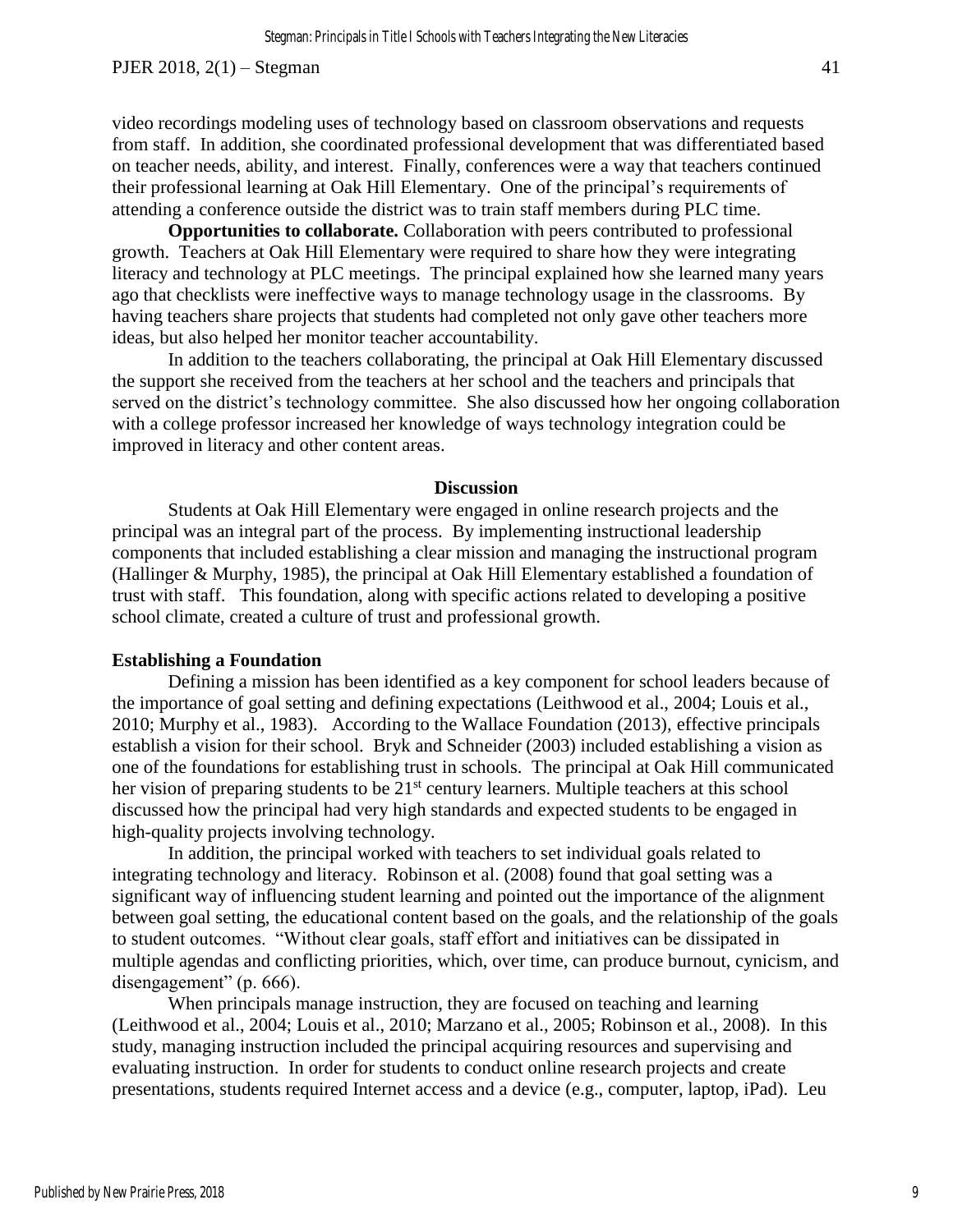video recordings modeling uses of technology based on classroom observations and requests from staff. In addition, she coordinated professional development that was differentiated based on teacher needs, ability, and interest. Finally, conferences were a way that teachers continued their professional learning at Oak Hill Elementary. One of the principal's requirements of attending a conference outside the district was to train staff members during PLC time.

**Opportunities to collaborate.** Collaboration with peers contributed to professional growth. Teachers at Oak Hill Elementary were required to share how they were integrating literacy and technology at PLC meetings. The principal explained how she learned many years ago that checklists were ineffective ways to manage technology usage in the classrooms. By having teachers share projects that students had completed not only gave other teachers more ideas, but also helped her monitor teacher accountability.

In addition to the teachers collaborating, the principal at Oak Hill Elementary discussed the support she received from the teachers at her school and the teachers and principals that served on the district's technology committee. She also discussed how her ongoing collaboration with a college professor increased her knowledge of ways technology integration could be improved in literacy and other content areas.

## Discussion

Students at Oak Hill Elementary were engaged in online research projects and the principal was an integral part of the process. By implementing instructional leadership components that included establishing a clear mission and managing the instructional program (Hallinger & Murphy, 1985), the principal at Oak Hill Elementary established a foundation of trust with staff. This foundation, along with specific actions related to developing a positive school climate, created a culture of trust and professional growth.

### Establishing a Foundation

Defining a mission has been identified as a key component for school leaders because of the importance of goal setting and defining expectations (Leithwood et al., 2004; Louis et al., 2010; Murphy et al., 1983). According to the Wallace Foundation (2013), effective principals establish a vision for their school. Bryk and Schneider (2003) included establishing a vision as one of the foundations for establishing trust in schools. The principal at Oak Hill communicated her vision of preparing students to be 21st century learners. Multiple teachers at this school discussed how the principal had very high standards and expected students to be engaged in high-quality projects involving technology.

In addition, the principal worked with teachers to set individual goals related to integrating technology and literacy. Robinson et al. (2008) found that goal setting was a significant way of influencing student learning and pointed out the importance of the alignment between goal setting, the educational content based on the goals, and the relationship of the goals to student outcomes. "Without clear goals, staff effort and initiatives can be dissipated in multiple agendas and conflicting priorities, which, over time, can produce burnout, cynicism, and disengagement" (p. 666).

When principals manage instruction, they are focused on teaching and learning (Leithwood et al., 2004; Louis et al., 2010; Marzano et al., 2005; Robinson et al., 2008). In this study, managing instruction included the principal acquiring resources and supervising and evaluating instruction. In order for students to conduct online research projects and create presentations, students required Internet access and a device (e.g., computer, laptop, iPad). Leu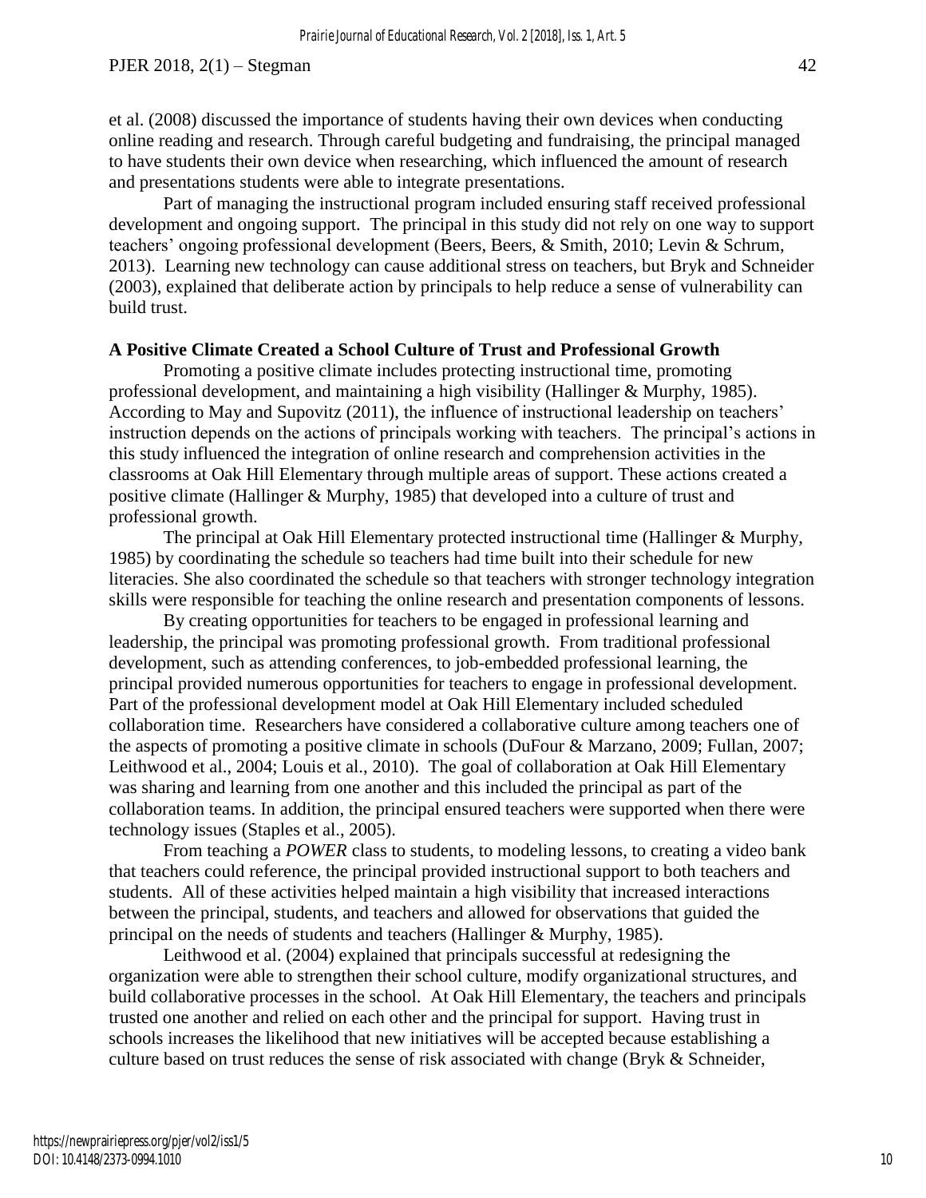et al. (2008) discussed the importance of students having their own devices when conducting online reading and research. Through careful budgeting and fundraising, the principal managed to have students their own device when researching, which influenced the amount of research and presentations students were able to integrate presentations.

Part of managing the instructional program included ensuring staff received professional development and ongoing support. The principal in this study did not rely on one way to support teachers' ongoing professional development (Beers, Beers, & Smith, 2010; Levin & Schrum, 2013). Learning new technology can cause additional stress on teachers, but Bryk and Schneider (2003), explained that deliberate action by principals to help reduce a sense of vulnerability can build trust.

### A Positive Climate Created a School Culture of Trust and Professional Growth

Promoting a positive climate includes protecting instructional time, promoting professional development, and maintaining a high visibility (Hallinger & Murphy, 1985). According to May and Supovitz (2011), the influence of instructional leadership on teachers' instruction depends on the actions of principals working with teachers. The principal's actions in this study influenced the integration of online research and comprehension activities in the classrooms at Oak Hill Elementary through multiple areas of support. These actions created a positive climate (Hallinger & Murphy, 1985) that developed into a culture of trust and professional growth.

The principal at Oak Hill Elementary protected instructional time (Hallinger & Murphy, 1985) by coordinating the schedule so teachers had time built into their schedule for new literacies. She also coordinated the schedule so that teachers with stronger technology integration skills were responsible for teaching the online research and presentation components of lessons.

By creating opportunities for teachers to be engaged in professional learning and leadership, the principal was promoting professional growth. From traditional professional development, such as attending conferences, to job-embedded professional learning, the principal provided numerous opportunities for teachers to engage in professional development. Part of the professional development model at Oak Hill Elementary included scheduled collaboration time. Researchers have considered a collaborative culture among teachers one of the aspects of promoting a positive climate in schools (DuFour & Marzano, 2009; Fullan, 2007; Leithwood et al., 2004; Louis et al., 2010). The goal of collaboration at Oak Hill Elementary was sharing and learning from one another and this included the principal as part of the collaboration teams. In addition, the principal ensured teachers were supported when there were technology issues (Staples et al., 2005).

From teaching a *POWER* class to students, to modeling lessons, to creating a video bank that teachers could reference, the principal provided instructional support to both teachers and students. All of these activities helped maintain a high visibility that increased interactions between the principal, students, and teachers and allowed for observations that guided the principal on the needs of students and teachers (Hallinger & Murphy, 1985).

Leithwood et al. (2004) explained that principals successful at redesigning the organization were able to strengthen their school culture, modify organizational structures, and build collaborative processes in the school. At Oak Hill Elementary, the teachers and principals trusted one another and relied on each other and the principal for support. Having trust in schools increases the likelihood that new initiatives will be accepted because establishing a culture based on trust reduces the sense of risk associated with change (Bryk & Schneider,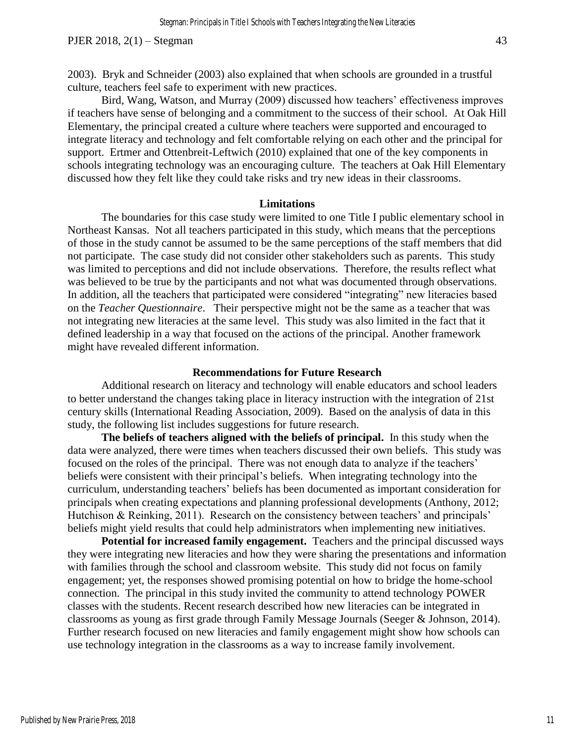2003). Bryk and Schneider (2003) also explained that when schools are grounded in a trustful culture, teachers feel safe to experiment with new practices.

Bird, Wang, Watson, and Murray (2009) discussed how teachers' effectiveness improves if teachers have sense of belonging and a commitment to the success of their school. At Oak Hill Elementary, the principal created a culture where teachers were supported and encouraged to integrate literacy and technology and felt comfortable relying on each other and the principal for support. Ertmer and Ottenbreit-Leftwich (2010) explained that one of the key components in schools integrating technology was an encouraging culture. The teachers at Oak Hill Elementary discussed how they felt like they could take risks and try new ideas in their classrooms.

## Limitations

The boundaries for this case study were limited to one Title I public elementary school in Northeast Kansas. Not all teachers participated in this study, which means that the perceptions of those in the study cannot be assumed to be the same perceptions of the staff members that did not participate. The case study did not consider other stakeholders such as parents. This study was limited to perceptions and did not include observations. Therefore, the results reflect what was believed to be true by the participants and not what was documented through observations. In addition, all the teachers that participated were considered "integrating" new literacies based on the *Teacher Questionnaire*. Their perspective might not be the same as a teacher that was not integrating new literacies at the same level. This study was also limited in the fact that it defined leadership in a way that focused on the actions of the principal. Another framework might have revealed different information.

## Recommendations for Future Research

Additional research on literacy and technology will enable educators and school leaders to better understand the changes taking place in literacy instruction with the integration of 21st century skills (International Reading Association, 2009). Based on the analysis of data in this study, the following list includes suggestions for future research.

**The beliefs of teachers aligned with the beliefs of principal.** In this study when the data were analyzed, there were times when teachers discussed their own beliefs. This study was focused on the roles of the principal. There was not enough data to analyze if the teachers' beliefs were consistent with their principal's beliefs. When integrating technology into the curriculum, understanding teachers' beliefs has been documented as important consideration for principals when creating expectations and planning professional developments (Anthony, 2012; Hutchison & Reinking, 2011). Research on the consistency between teachers' and principals' beliefs might yield results that could help administrators when implementing new initiatives.

**Potential for increased family engagement.** Teachers and the principal discussed ways they were integrating new literacies and how they were sharing the presentations and information with families through the school and classroom website. This study did not focus on family engagement; yet, the responses showed promising potential on how to bridge the home-school connection. The principal in this study invited the community to attend technology POWER classes with the students. Recent research described how new literacies can be integrated in classrooms as young as first grade through Family Message Journals (Seeger & Johnson, 2014). Further research focused on new literacies and family engagement might show how schools can use technology integration in the classrooms as a way to increase family involvement.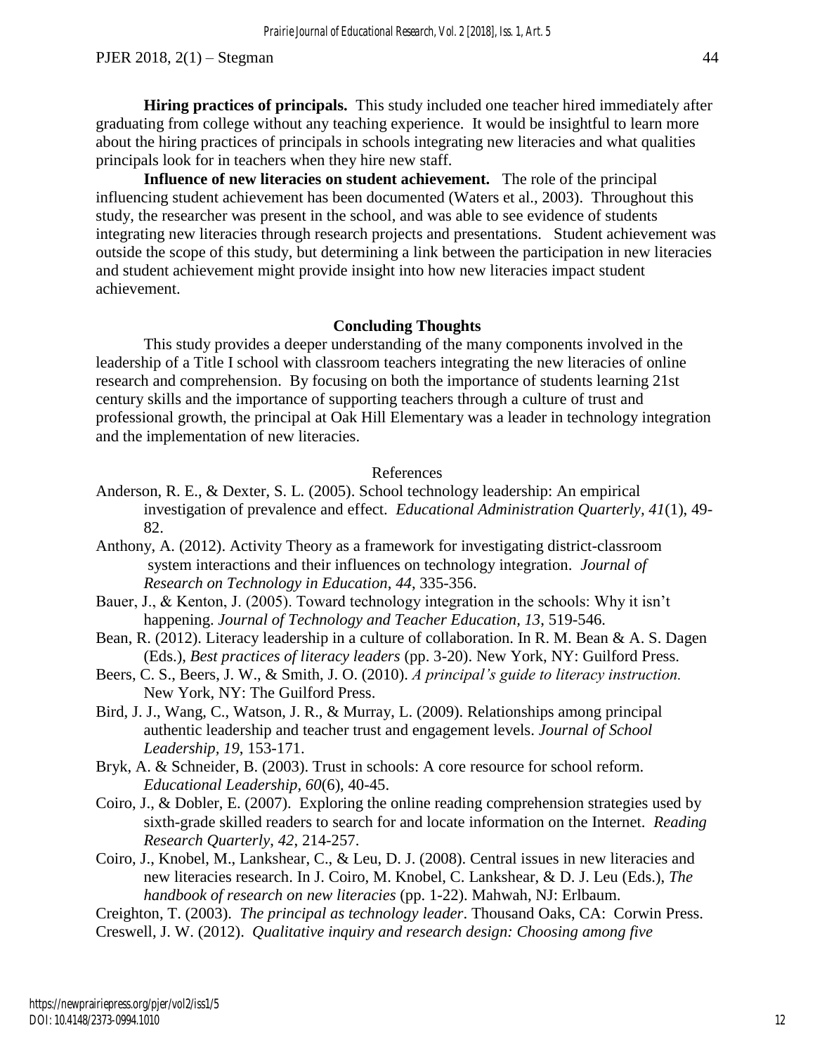**Hiring practices of principals.** This study included one teacher hired immediately after graduating from college without any teaching experience. It would be insightful to learn more about the hiring practices of principals in schools integrating new literacies and what qualities principals look for in teachers when they hire new staff.

**Influence of new literacies on student achievement.** The role of the principal influencing student achievement has been documented (Waters et al., 2003). Throughout this study, the researcher was present in the school, and was able to see evidence of students integrating new literacies through research projects and presentations. Student achievement was outside the scope of this study, but determining a link between the participation in new literacies and student achievement might provide insight into how new literacies impact student achievement.

## Concluding Thoughts

This study provides a deeper understanding of the many components involved in the leadership of a Title I school with classroom teachers integrating the new literacies of online research and comprehension. By focusing on both the importance of students learning 21st century skills and the importance of supporting teachers through a culture of trust and professional growth, the principal at Oak Hill Elementary was a leader in technology integration and the implementation of new literacies.

## References

Anderson, R. E., & Dexter, S. L. (2005). School technology leadership: An empirical investigation of prevalence and effect. *Educational Administration Quarterly*, *41*(1), 49-82.

Anthony, A. (2012). Activity Theory as a framework for investigating district-classroom system interactions and their influences on technology integration. *Journal of Research on Technology in Education*, *44*, 335-356.

Bauer, J., & Kenton, J. (2005). Toward technology integration in the schools: Why it isn't happening. *Journal of Technology and Teacher Education*, *13*, 519-546.

Bean, R. (2012). Literacy leadership in a culture of collaboration. In R. M. Bean & A. S. Dagen (Eds.), *Best practices of literacy leaders* (pp. 3-20). New York, NY: Guilford Press.

Beers, C. S., Beers, J. W., & Smith, J. O. (2010). *A principal's guide to literacy instruction.* New York, NY: The Guilford Press.

Bird, J. J., Wang, C., Watson, J. R., & Murray, L. (2009). Relationships among principal authentic leadership and teacher trust and engagement levels. *Journal of School Leadership*, *19*, 153-171.

Bryk, A. & Schneider, B. (2003). Trust in schools: A core resource for school reform. *Educational Leadership*, *60*(6), 40-45.

Coiro, J., & Dobler, E. (2007). Exploring the online reading comprehension strategies used by sixth-grade skilled readers to search for and locate information on the Internet. *Reading Research Quarterly*, *42*, 214-257.

Coiro, J., Knobel, M., Lankshear, C., & Leu, D. J. (2008). Central issues in new literacies and new literacies research. In J. Coiro, M. Knobel, C. Lankshear, & D. J. Leu (Eds.), *The handbook of research on new literacies* (pp. 1-22). Mahwah, NJ: Erlbaum.

Creighton, T. (2003). *The principal as technology leader*. Thousand Oaks, CA: Corwin Press.

Creswell, J. W. (2012). *Qualitative inquiry and research design: Choosing among five*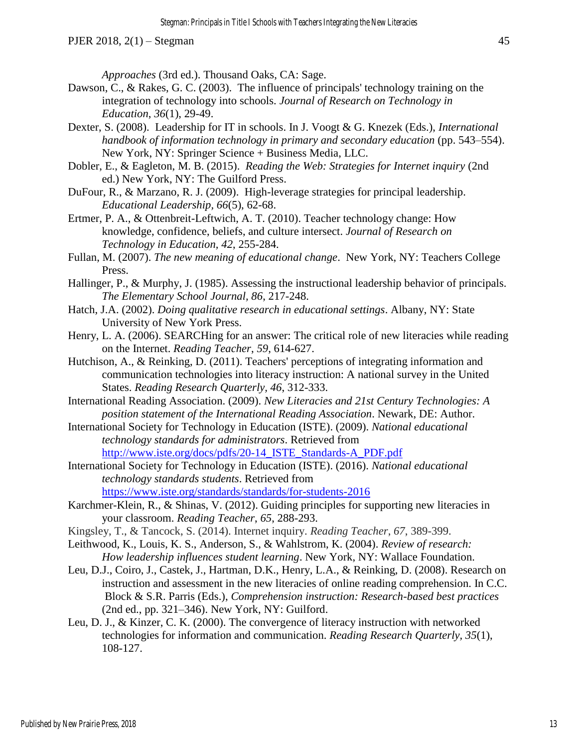*Approaches* (3rd ed.). Thousand Oaks, CA: Sage.

Dawson, C., & Rakes, G. C. (2003). The influence of principals' technology training on the integration of technology into schools. *Journal of Research on Technology in Education*, *36*(1), 29-49.

Dexter, S. (2008). Leadership for IT in schools. In J. Voogt & G. Knezek (Eds.), *International handbook of information technology in primary and secondary education* (pp. 543–554). New York, NY: Springer Science + Business Media, LLC.

Dobler, E., & Eagleton, M. B. (2015). *Reading the Web: Strategies for Internet inquiry* (2nd ed.) New York, NY: The Guilford Press.

DuFour, R., & Marzano, R. J. (2009). High-leverage strategies for principal leadership. *Educational Leadership*, *66*(5), 62-68.

Ertmer, P. A., & Ottenbreit-Leftwich, A. T. (2010). Teacher technology change: How knowledge, confidence, beliefs, and culture intersect. *Journal of Research on Technology in Education, 42*, 255-284.

Fullan, M. (2007). *The new meaning of educational change*. New York, NY: Teachers College Press.

Hallinger, P., & Murphy, J. (1985). Assessing the instructional leadership behavior of principals. *The Elementary School Journal, 86*, 217-248.

Hatch, J.A. (2002). *Doing qualitative research in educational settings*. Albany, NY: State University of New York Press.

Henry, L. A. (2006). SEARCHing for an answer: The critical role of new literacies while reading on the Internet. *Reading Teacher*, *59*, 614-627.

Hutchison, A., & Reinking, D. (2011). Teachers' perceptions of integrating information and communication technologies into literacy instruction: A national survey in the United States. *Reading Research Quarterly, 46*, 312-333.

International Reading Association. (2009). *New Literacies and 21st Century Technologies: A position statement of the International Reading Association*. Newark, DE: Author.

International Society for Technology in Education (ISTE). (2009). *National educational technology standards for administrators*. Retrieved from http://www.iste.org/docs/pdfs/20-14_ISTE_Standards-A_PDF.pdf

International Society for Technology in Education (ISTE). (2016). *National educational technology standards students*. Retrieved from https://www.iste.org/standards/standards/for-students-2016

Karchmer-Klein, R., & Shinas, V. (2012). Guiding principles for supporting new literacies in your classroom. *Reading Teacher*, *65*, 288-293.

Kingsley, T., & Tancock, S. (2014). Internet inquiry. *Reading Teacher*, *67*, 389-399.

Leithwood, K., Louis, K. S., Anderson, S., & Wahlstrom, K. (2004). *Review of research: How leadership influences student learning*. New York, NY: Wallace Foundation.

Leu, D.J., Coiro, J., Castek, J., Hartman, D.K., Henry, L.A., & Reinking, D. (2008). Research on instruction and assessment in the new literacies of online reading comprehension. In C.C. Block & S.R. Parris (Eds.), *Comprehension instruction: Research-based best practices* (2nd ed., pp. 321–346). New York, NY: Guilford.

Leu, D. J., & Kinzer, C. K. (2000). The convergence of literacy instruction with networked technologies for information and communication. *Reading Research Quarterly, 35*(1), 108-127.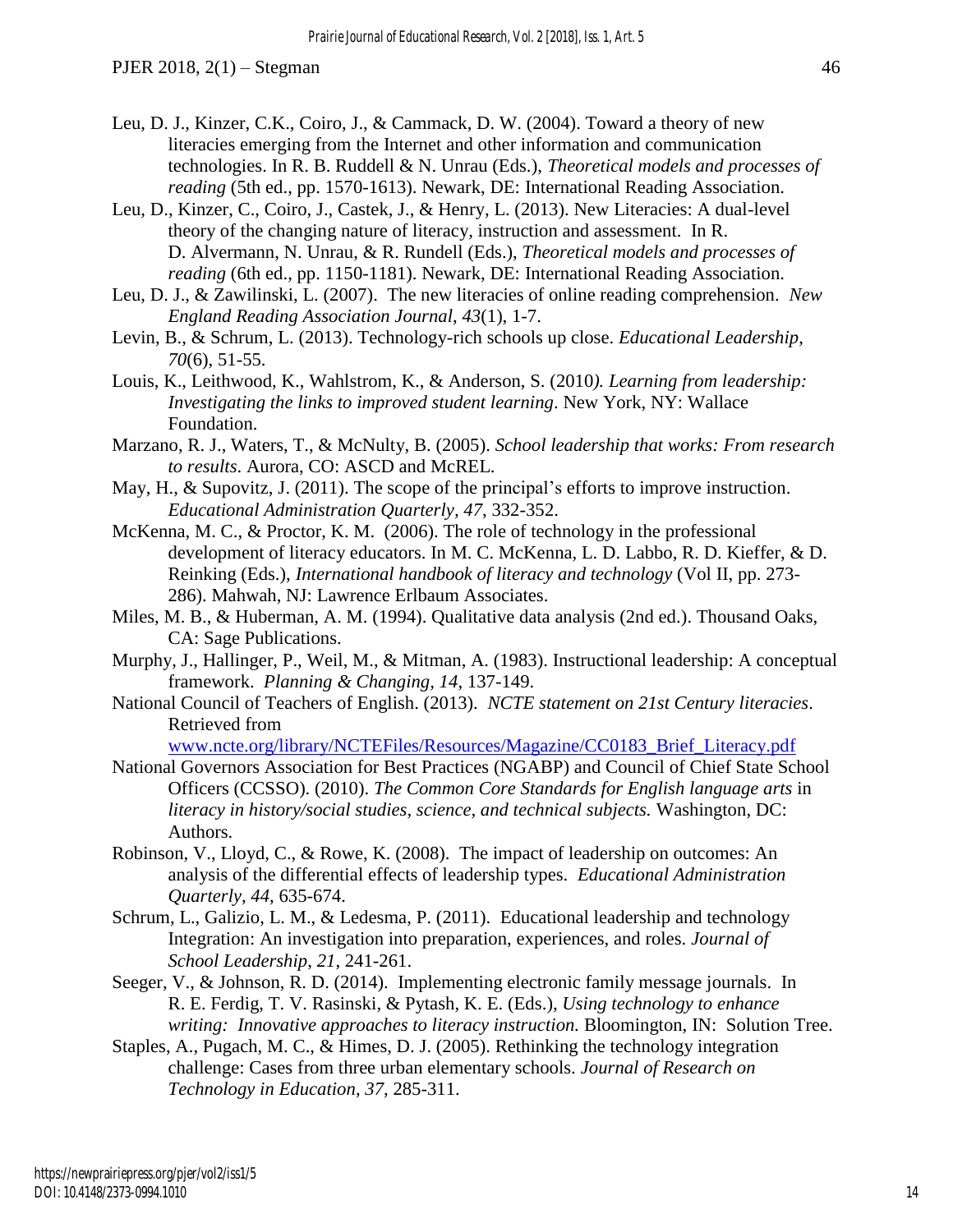Leu, D. J., Kinzer, C.K., Coiro, J., & Cammack, D. W. (2004). Toward a theory of new literacies emerging from the Internet and other information and communication technologies. In R. B. Ruddell & N. Unrau (Eds.), *Theoretical models and processes of reading* (5th ed., pp. 1570-1613). Newark, DE: International Reading Association.

Leu, D., Kinzer, C., Coiro, J., Castek, J., & Henry, L. (2013). New Literacies: A dual-level theory of the changing nature of literacy, instruction and assessment. In R. D. Alvermann, N. Unrau, & R. Rundell (Eds.), *Theoretical models and processes of reading* (6th ed., pp. 1150-1181). Newark, DE: International Reading Association.

Leu, D. J., & Zawilinski, L. (2007). The new literacies of online reading comprehension. *New England Reading Association Journal, 43*(1), 1-7.

Levin, B., & Schrum, L. (2013). Technology-rich schools up close. *Educational Leadership*, *70*(6), 51-55.

Louis, K., Leithwood, K., Wahlstrom, K., & Anderson, S. (2010*). Learning from leadership: Investigating the links to improved student learning*. New York, NY: Wallace Foundation.

Marzano, R. J., Waters, T., & McNulty, B. (2005). *School leadership that works: From research to results*. Aurora, CO: ASCD and McREL.

May, H., & Supovitz, J. (2011). The scope of the principal's efforts to improve instruction. *Educational Administration Quarterly, 47*, 332-352.

McKenna, M. C., & Proctor, K. M. (2006). The role of technology in the professional development of literacy educators. In M. C. McKenna, L. D. Labbo, R. D. Kieffer, & D. Reinking (Eds.), *International handbook of literacy and technology* (Vol II, pp. 273-286). Mahwah, NJ: Lawrence Erlbaum Associates.

Miles, M. B., & Huberman, A. M. (1994). Qualitative data analysis (2nd ed.). Thousand Oaks, CA: Sage Publications.

Murphy, J., Hallinger, P., Weil, M., & Mitman, A. (1983). Instructional leadership: A conceptual framework. *Planning & Changing, 14*, 137-149.

National Council of Teachers of English. (2013). *NCTE statement on 21st Century literacies*. Retrieved from [www.ncte.org/library/NCTEFiles/Resources/Magazine/CC0183_Brief_Literacy.pdf](www.ncte.org/library/NCTEFiles/Resources/Magazine/CC0183_Brief_Literacy.pdf)

National Governors Association for Best Practices (NGABP) and Council of Chief State School Officers (CCSSO). (2010). *The Common Core Standards for English language arts* in *literacy in history/social studies, science, and technical subjects.* Washington, DC: Authors.

Robinson, V., Lloyd, C., & Rowe, K. (2008). The impact of leadership on outcomes: An analysis of the differential effects of leadership types. *Educational Administration Quarterly, 44*, 635-674.

Schrum, L., Galizio, L. M., & Ledesma, P. (2011). Educational leadership and technology Integration: An investigation into preparation, experiences, and roles. *Journal of School Leadership*, *21*, 241-261.

Seeger, V., & Johnson, R. D. (2014). Implementing electronic family message journals. In R. E. Ferdig, T. V. Rasinski, & Pytash, K. E. (Eds.), *Using technology to enhance writing: Innovative approaches to literacy instruction.* Bloomington, IN: Solution Tree.

Staples, A., Pugach, M. C., & Himes, D. J. (2005). Rethinking the technology integration challenge: Cases from three urban elementary schools. *Journal of Research on Technology in Education*, *37*, 285-311.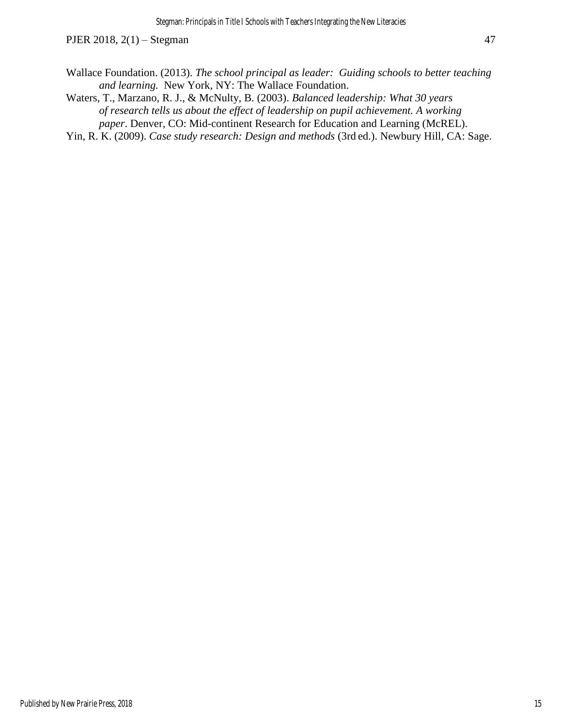Wallace Foundation. (2013). *The school principal as leader: Guiding schools to better teaching and learning.* New York, NY: The Wallace Foundation.

Waters, T., Marzano, R. J., & McNulty, B. (2003). *Balanced leadership: What 30 years of research tells us about the effect of leadership on pupil achievement. A working paper*. Denver, CO: Mid-continent Research for Education and Learning (McREL).

Yin, R. K. (2009). *Case study research: Design and methods* (3rd ed.). Newbury Hill, CA: Sage.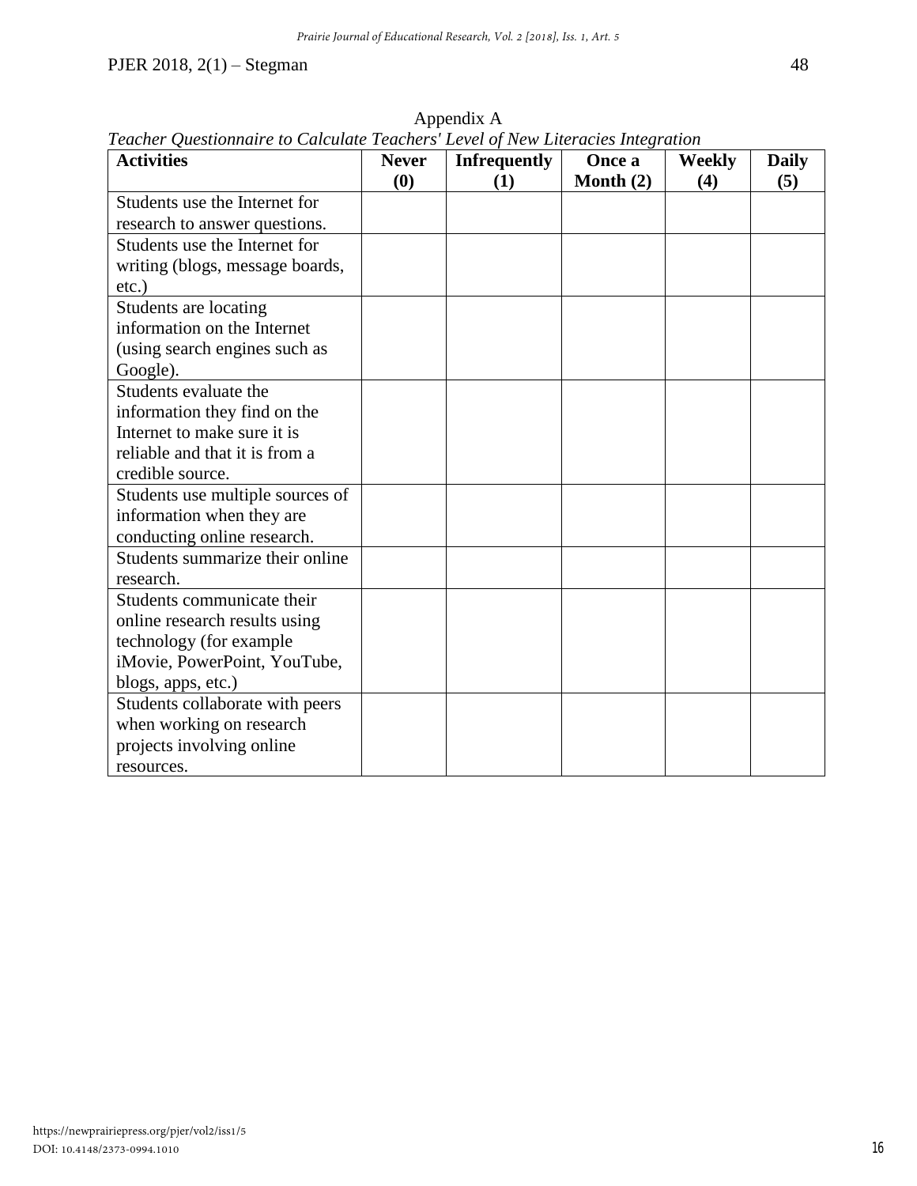Appendix A

*Teacher Questionnaire to Calculate Teachers' Level of New Literacies Integration*

| **Activities** | **Never (0)** | **Infrequently (1)** | **Once a Month (2)** | **Weekly (4)** | **Daily (5)** |
|---|---|---|---|---|---|
| Students use the Internet for research to answer questions. | | | | | |
| Students use the Internet for writing (blogs, message boards, etc.) | | | | | |
| Students are locating information on the Internet (using search engines such as Google). | | | | | |
| Students evaluate the information they find on the Internet to make sure it is reliable and that it is from a credible source. | | | | | |
| Students use multiple sources of information when they are conducting online research. | | | | | |
| Students summarize their online research. | | | | | |
| Students communicate their online research results using technology (for example iMovie, PowerPoint, YouTube, blogs, apps, etc.) | | | | | |
| Students collaborate with peers when working on research projects involving online resources. | | | | | |